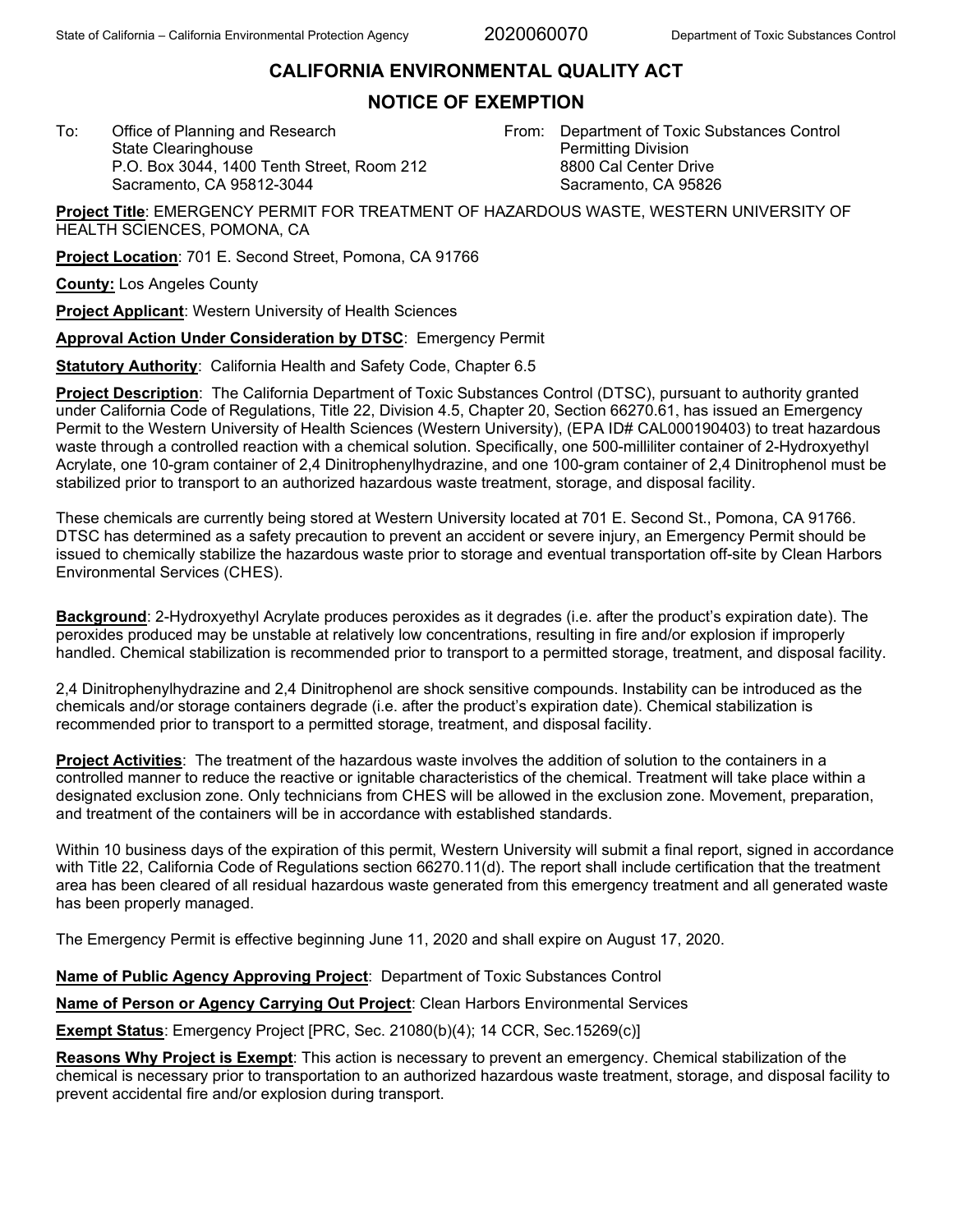# CALIFORNIA ENVIRONMENTAL QUALITY ACT

## NOTICE OF EXEMPTION

To: Office of Planning and Research
State Clearinghouse
P.O. Box 3044, 1400 Tenth Street, Room 212
Sacramento, CA 95812-3044

From: Department of Toxic Substances Control
Permitting Division
8800 Cal Center Drive
Sacramento, CA 95826

**Project Title**: EMERGENCY PERMIT FOR TREATMENT OF HAZARDOUS WASTE, WESTERN UNIVERSITY OF HEALTH SCIENCES, POMONA, CA

**Project Location**: 701 E. Second Street, Pomona, CA 91766

**County:** Los Angeles County

**Project Applicant**: Western University of Health Sciences

**Approval Action Under Consideration by DTSC**: Emergency Permit

**Statutory Authority**: California Health and Safety Code, Chapter 6.5

**Project Description**: The California Department of Toxic Substances Control (DTSC), pursuant to authority granted under California Code of Regulations, Title 22, Division 4.5, Chapter 20, Section 66270.61, has issued an Emergency Permit to the Western University of Health Sciences (Western University), (EPA ID# CAL000190403) to treat hazardous waste through a controlled reaction with a chemical solution. Specifically, one 500-milliliter container of 2-Hydroxyethyl Acrylate, one 10-gram container of 2,4 Dinitrophenylhydrazine, and one 100-gram container of 2,4 Dinitrophenol must be stabilized prior to transport to an authorized hazardous waste treatment, storage, and disposal facility.

These chemicals are currently being stored at Western University located at 701 E. Second St., Pomona, CA 91766. DTSC has determined as a safety precaution to prevent an accident or severe injury, an Emergency Permit should be issued to chemically stabilize the hazardous waste prior to storage and eventual transportation off-site by Clean Harbors Environmental Services (CHES).

**Background**: 2-Hydroxyethyl Acrylate produces peroxides as it degrades (i.e. after the product's expiration date). The peroxides produced may be unstable at relatively low concentrations, resulting in fire and/or explosion if improperly handled. Chemical stabilization is recommended prior to transport to a permitted storage, treatment, and disposal facility.

2,4 Dinitrophenylhydrazine and 2,4 Dinitrophenol are shock sensitive compounds. Instability can be introduced as the chemicals and/or storage containers degrade (i.e. after the product's expiration date). Chemical stabilization is recommended prior to transport to a permitted storage, treatment, and disposal facility.

**Project Activities**: The treatment of the hazardous waste involves the addition of solution to the containers in a controlled manner to reduce the reactive or ignitable characteristics of the chemical. Treatment will take place within a designated exclusion zone. Only technicians from CHES will be allowed in the exclusion zone. Movement, preparation, and treatment of the containers will be in accordance with established standards.

Within 10 business days of the expiration of this permit, Western University will submit a final report, signed in accordance with Title 22, California Code of Regulations section 66270.11(d). The report shall include certification that the treatment area has been cleared of all residual hazardous waste generated from this emergency treatment and all generated waste has been properly managed.

The Emergency Permit is effective beginning June 11, 2020 and shall expire on August 17, 2020.

**Name of Public Agency Approving Project**: Department of Toxic Substances Control

**Name of Person or Agency Carrying Out Project**: Clean Harbors Environmental Services

**Exempt Status**: Emergency Project [PRC, Sec. 21080(b)(4); 14 CCR, Sec.15269(c)]

**Reasons Why Project is Exempt**: This action is necessary to prevent an emergency. Chemical stabilization of the chemical is necessary prior to transportation to an authorized hazardous waste treatment, storage, and disposal facility to prevent accidental fire and/or explosion during transport.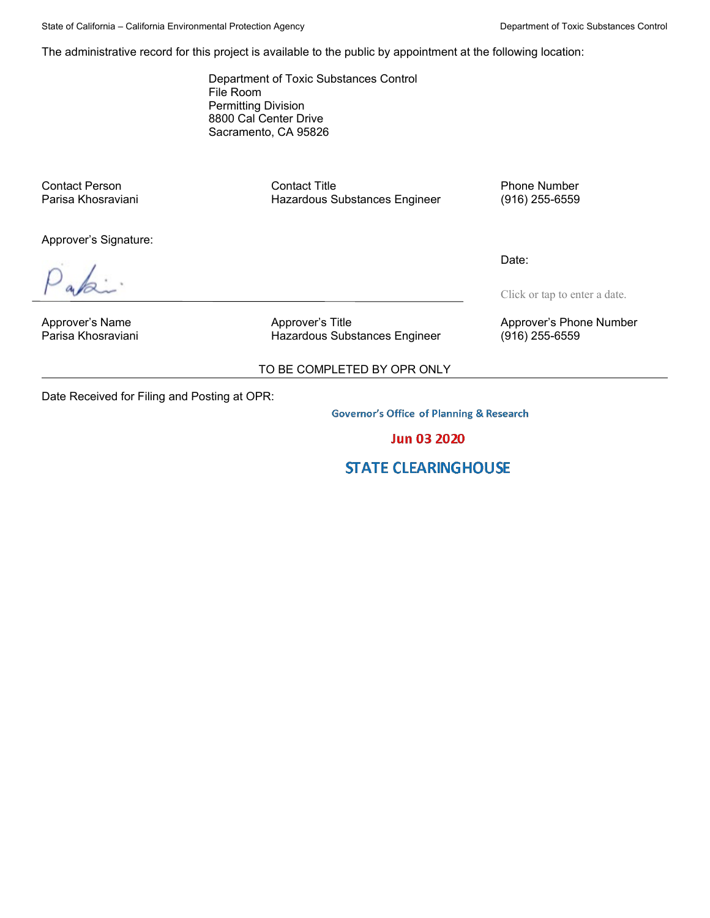The administrative record for this project is available to the public by appointment at the following location:

Department of Toxic Substances Control
File Room
Permitting Division
8800 Cal Center Drive
Sacramento, CA 95826

| Contact Person | Contact Title | Phone Number |
| --- | --- | --- |
| Parisa Khosraviani | Hazardous Substances Engineer | (916) 255-6559 |

Approver's Signature:

Date:

Click or tap to enter a date.

| Approver's Name | Approver's Title | Approver's Phone Number |
| --- | --- | --- |
| Parisa Khosraviani | Hazardous Substances Engineer | (916) 255-6559 |

TO BE COMPLETED BY OPR ONLY

Date Received for Filing and Posting at OPR:

Governor's Office of Planning & Research

Jun 03 2020

STATE CLEARINGHOUSE